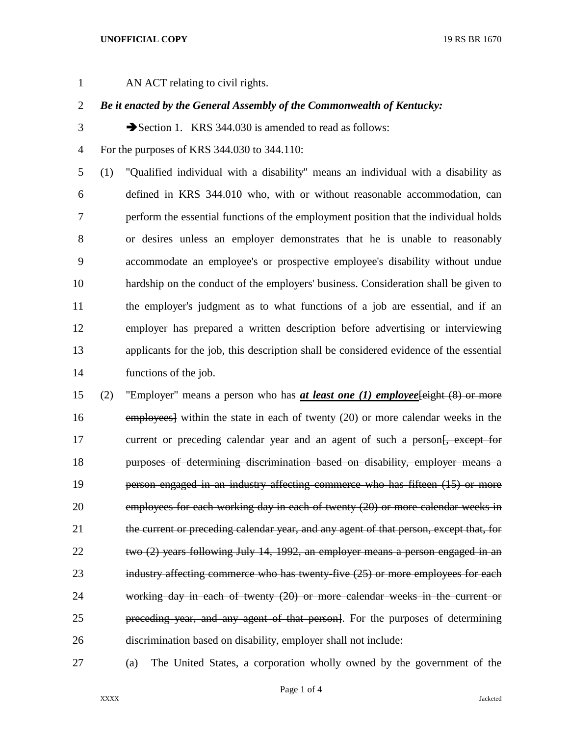AN ACT relating to civil rights.

***Be it enacted by the General Assembly of the Commonwealth of Kentucky:***

➔Section 1. KRS 344.030 is amended to read as follows:

For the purposes of KRS 344.030 to 344.110:

(1) "Qualified individual with a disability" means an individual with a disability as defined in KRS 344.010 who, with or without reasonable accommodation, can perform the essential functions of the employment position that the individual holds or desires unless an employer demonstrates that he is unable to reasonably accommodate an employee's or prospective employee's disability without undue hardship on the conduct of the employers' business. Consideration shall be given to the employer's judgment as to what functions of a job are essential, and if an employer has prepared a written description before advertising or interviewing applicants for the job, this description shall be considered evidence of the essential functions of the job.

(2) "Employer" means a person who has ***at least one (1) employee***[~~eight (8) or more employees~~] within the state in each of twenty (20) or more calendar weeks in the current or preceding calendar year and an agent of such a person[~~, except for purposes of determining discrimination based on disability, employer means a person engaged in an industry affecting commerce who has fifteen (15) or more employees for each working day in each of twenty (20) or more calendar weeks in the current or preceding calendar year, and any agent of that person, except that, for two (2) years following July 14, 1992, an employer means a person engaged in an industry affecting commerce who has twenty-five (25) or more employees for each working day in each of twenty (20) or more calendar weeks in the current or preceding year, and any agent of that person~~]. For the purposes of determining discrimination based on disability, employer shall not include:

(a) The United States, a corporation wholly owned by the government of the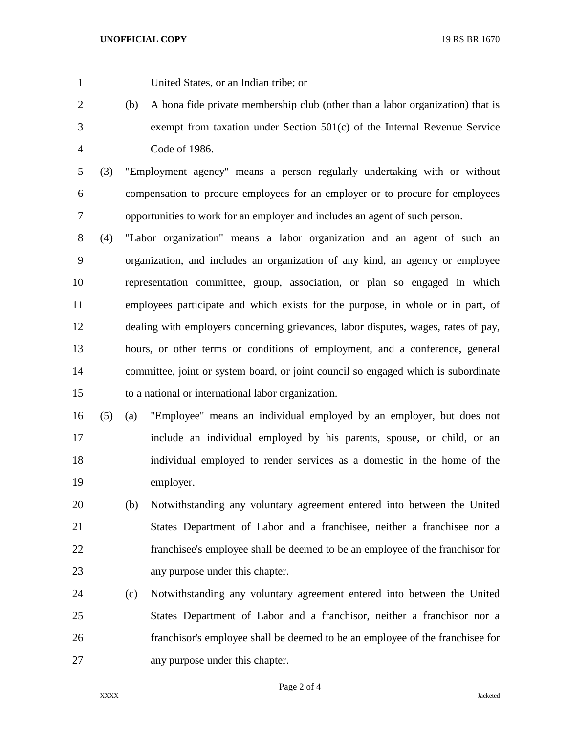United States, or an Indian tribe; or

(b) A bona fide private membership club (other than a labor organization) that is exempt from taxation under Section 501(c) of the Internal Revenue Service Code of 1986.

(3) "Employment agency" means a person regularly undertaking with or without compensation to procure employees for an employer or to procure for employees opportunities to work for an employer and includes an agent of such person.

(4) "Labor organization" means a labor organization and an agent of such an organization, and includes an organization of any kind, an agency or employee representation committee, group, association, or plan so engaged in which employees participate and which exists for the purpose, in whole or in part, of dealing with employers concerning grievances, labor disputes, wages, rates of pay, hours, or other terms or conditions of employment, and a conference, general committee, joint or system board, or joint council so engaged which is subordinate to a national or international labor organization.

(5) (a) "Employee" means an individual employed by an employer, but does not include an individual employed by his parents, spouse, or child, or an individual employed to render services as a domestic in the home of the employer.

(b) Notwithstanding any voluntary agreement entered into between the United States Department of Labor and a franchisee, neither a franchisee nor a franchisee's employee shall be deemed to be an employee of the franchisor for any purpose under this chapter.

(c) Notwithstanding any voluntary agreement entered into between the United States Department of Labor and a franchisor, neither a franchisor nor a franchisor's employee shall be deemed to be an employee of the franchisee for any purpose under this chapter.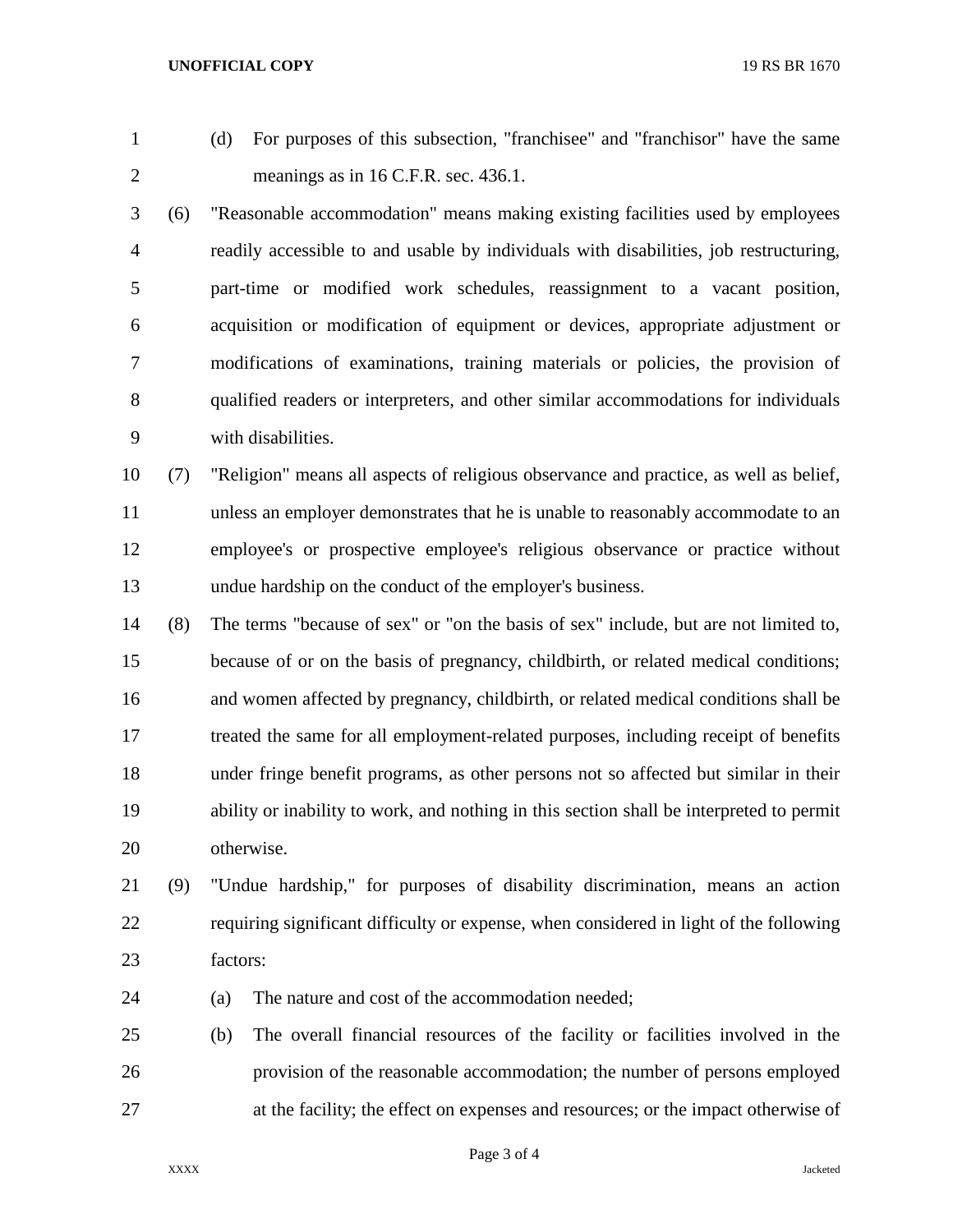(d) For purposes of this subsection, "franchisee" and "franchisor" have the same meanings as in 16 C.F.R. sec. 436.1.

(6) "Reasonable accommodation" means making existing facilities used by employees readily accessible to and usable by individuals with disabilities, job restructuring, part-time or modified work schedules, reassignment to a vacant position, acquisition or modification of equipment or devices, appropriate adjustment or modifications of examinations, training materials or policies, the provision of qualified readers or interpreters, and other similar accommodations for individuals with disabilities.

(7) "Religion" means all aspects of religious observance and practice, as well as belief, unless an employer demonstrates that he is unable to reasonably accommodate to an employee's or prospective employee's religious observance or practice without undue hardship on the conduct of the employer's business.

(8) The terms "because of sex" or "on the basis of sex" include, but are not limited to, because of or on the basis of pregnancy, childbirth, or related medical conditions; and women affected by pregnancy, childbirth, or related medical conditions shall be treated the same for all employment-related purposes, including receipt of benefits under fringe benefit programs, as other persons not so affected but similar in their ability or inability to work, and nothing in this section shall be interpreted to permit otherwise.

(9) "Undue hardship," for purposes of disability discrimination, means an action requiring significant difficulty or expense, when considered in light of the following factors:

(a) The nature and cost of the accommodation needed;

(b) The overall financial resources of the facility or facilities involved in the provision of the reasonable accommodation; the number of persons employed at the facility; the effect on expenses and resources; or the impact otherwise of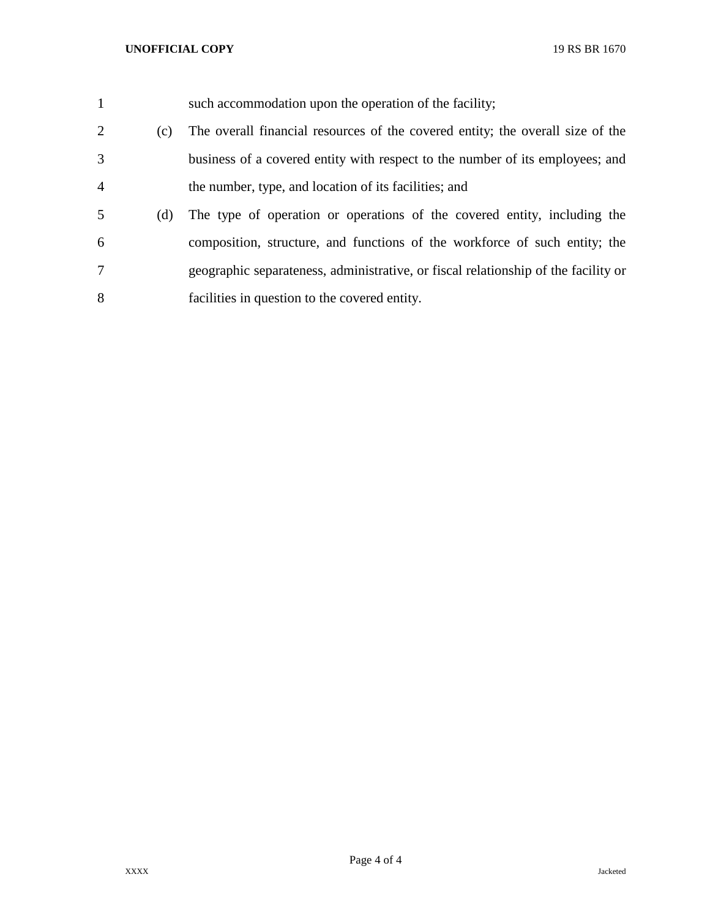such accommodation upon the operation of the facility;

(c) The overall financial resources of the covered entity; the overall size of the business of a covered entity with respect to the number of its employees; and the number, type, and location of its facilities; and

(d) The type of operation or operations of the covered entity, including the composition, structure, and functions of the workforce of such entity; the geographic separateness, administrative, or fiscal relationship of the facility or facilities in question to the covered entity.